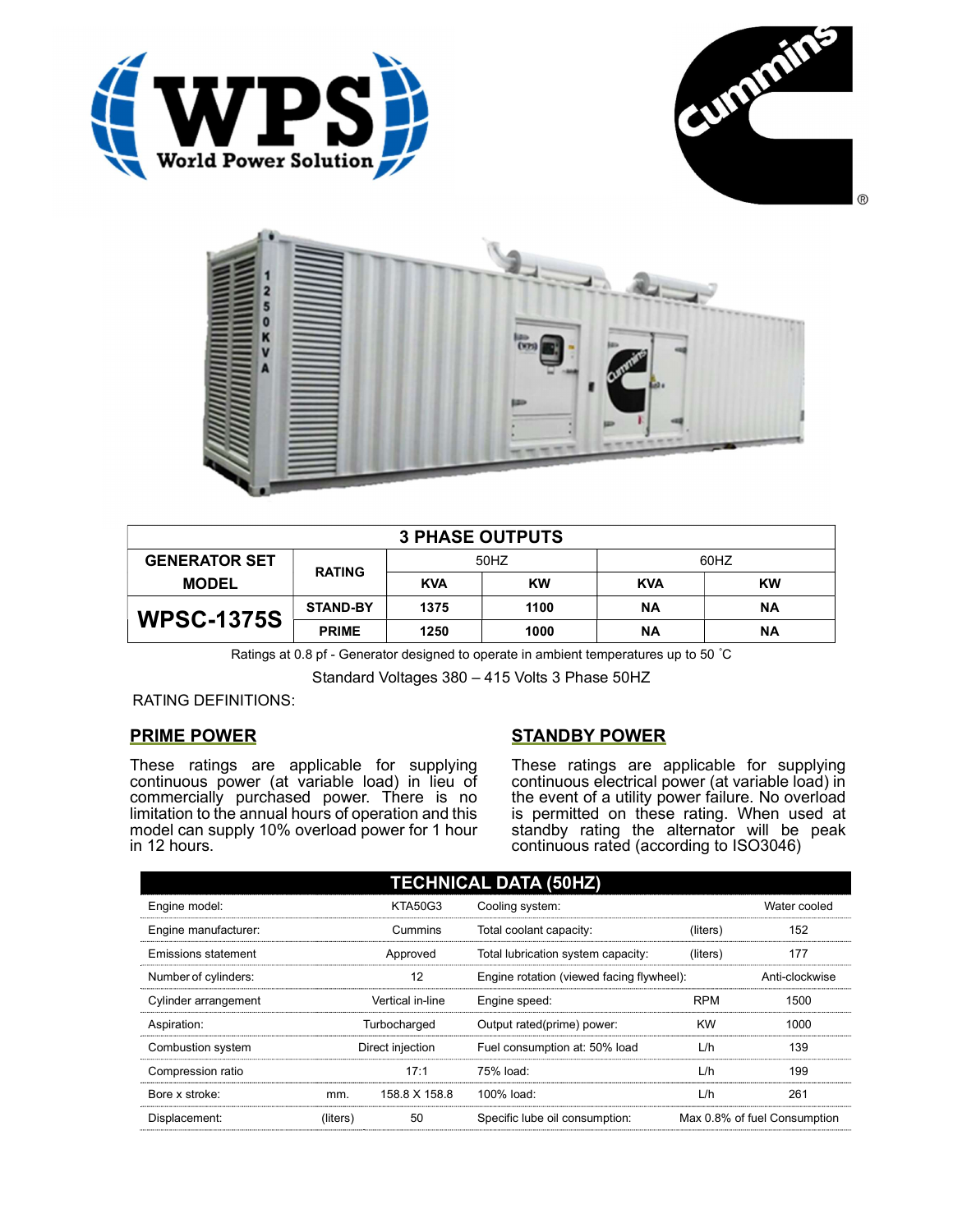## 3 PHASE OUTPUTS

| GENERATOR SET MODEL | RATING | 50HZ | | 60HZ | |
|---|---|---|---|---|---|
| | | KVA | KW | KVA | KW |
| WPSC-1375S | STAND-BY | 1375 | 1100 | NA | NA |
| | PRIME | 1250 | 1000 | NA | NA |

Ratings at 0.8 pf - Generator designed to operate in ambient temperatures up to 50 °C

Standard Voltages 380 – 415 Volts 3 Phase 50HZ

RATING DEFINITIONS:

### PRIME POWER

These ratings are applicable for supplying continuous power (at variable load) in lieu of commercially purchased power. There is no limitation to the annual hours of operation and this model can supply 10% overload power for 1 hour in 12 hours.

### STANDBY POWER

These ratings are applicable for supplying continuous electrical power (at variable load) in the event of a utility power failure. No overload is permitted on these rating. When used at standby rating the alternator will be peak continuous rated (according to ISO3046)

## TECHNICAL DATA (50HZ)

| | | | | | |
|---|---|---|---|---|---|
| Engine model: | | KTA50G3 | Cooling system: | | Water cooled |
| Engine manufacturer: | | Cummins | Total coolant capacity: | (liters) | 152 |
| Emissions statement | | Approved | Total lubrication system capacity: | (liters) | 177 |
| Number of cylinders: | | 12 | Engine rotation (viewed facing flywheel): | | Anti-clockwise |
| Cylinder arrangement | | Vertical in-line | Engine speed: | RPM | 1500 |
| Aspiration: | | Turbocharged | Output rated(prime) power: | KW | 1000 |
| Combustion system | | Direct injection | Fuel consumption at: 50% load | L/h | 139 |
| Compression ratio | | 17:1 | 75% load: | L/h | 199 |
| Bore x stroke: | mm. | 158.8 X 158.8 | 100% load: | L/h | 261 |
| Displacement: | (liters) | 50 | Specific lube oil consumption: | | Max 0.8% of fuel Consumption |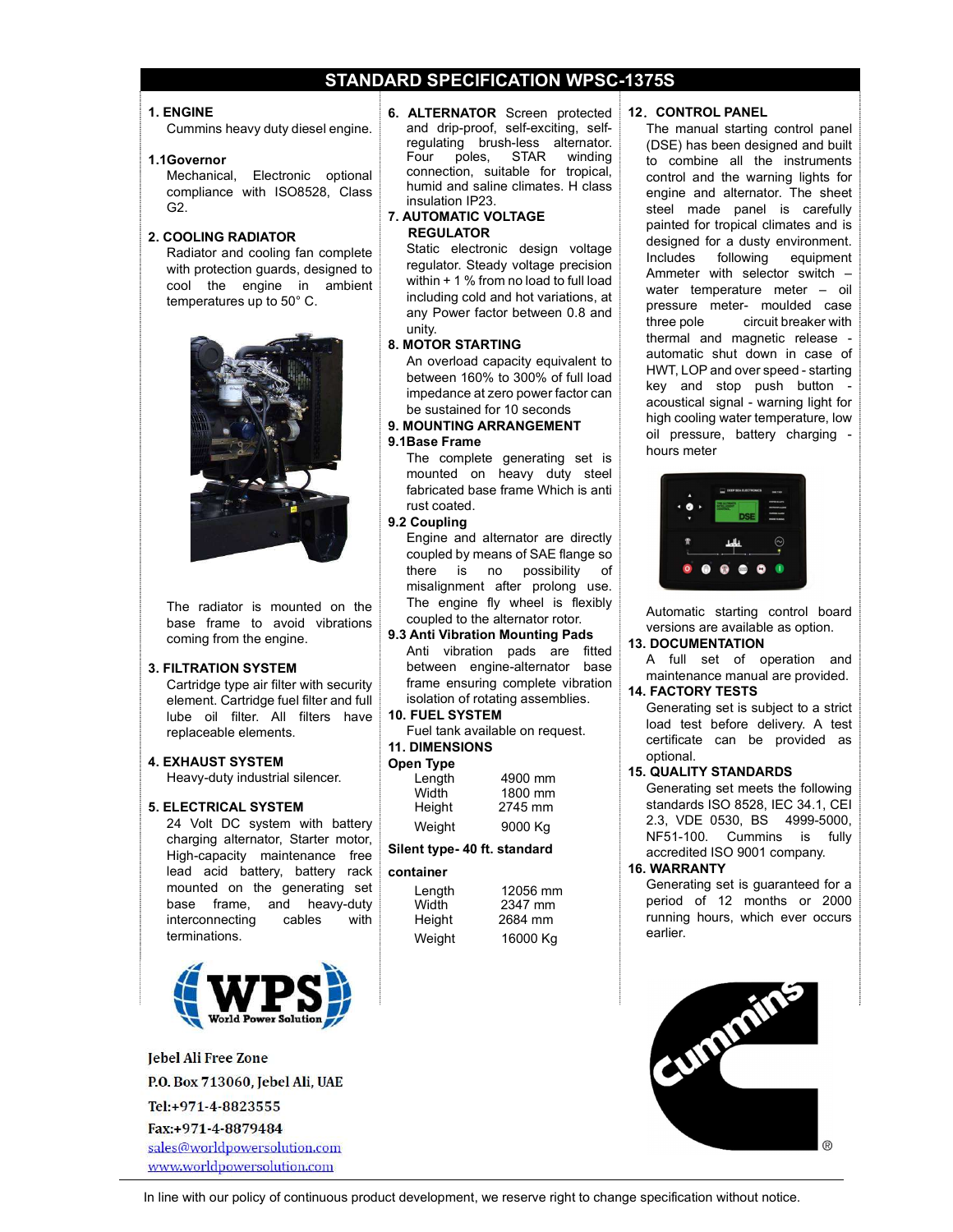# STANDARD SPECIFICATION WPSC-1375S

## 1. ENGINE

Cummins heavy duty diesel engine.

### 1.1Governor

Mechanical, Electronic optional compliance with ISO8528, Class G2.

## 2. COOLING RADIATOR

Radiator and cooling fan complete with protection guards, designed to cool the engine in ambient temperatures up to 50° C.

The radiator is mounted on the base frame to avoid vibrations coming from the engine.

## 3. FILTRATION SYSTEM

Cartridge type air filter with security element. Cartridge fuel filter and full lube oil filter. All filters have replaceable elements.

## 4. EXHAUST SYSTEM

Heavy-duty industrial silencer.

## 5. ELECTRICAL SYSTEM

24 Volt DC system with battery charging alternator, Starter motor, High-capacity maintenance free lead acid battery, battery rack mounted on the generating set base frame, and heavy-duty interconnecting cables with terminations.

## 6. ALTERNATOR

Screen protected and drip-proof, self-exciting, self-regulating brush-less alternator. Four poles, STAR winding connection, suitable for tropical, humid and saline climates. H class insulation IP23.

## 7. AUTOMATIC VOLTAGE REGULATOR

Static electronic design voltage regulator. Steady voltage precision within + 1 % from no load to full load including cold and hot variations, at any Power factor between 0.8 and unity.

## 8. MOTOR STARTING

An overload capacity equivalent to between 160% to 300% of full load impedance at zero power factor can be sustained for 10 seconds

## 9. MOUNTING ARRANGEMENT

### 9.1Base Frame

The complete generating set is mounted on heavy duty steel fabricated base frame Which is anti rust coated.

### 9.2 Coupling

Engine and alternator are directly coupled by means of SAE flange so there is no possibility of misalignment after prolong use. The engine fly wheel is flexibly coupled to the alternator rotor.

### 9.3 Anti Vibration Mounting Pads

Anti vibration pads are fitted between engine-alternator base frame ensuring complete vibration isolation of rotating assemblies.

## 10. FUEL SYSTEM

Fuel tank available on request.

## 11. DIMENSIONS

**Open Type**

| | |
|---|---|
| Length | 4900 mm |
| Width | 1800 mm |
| Height | 2745 mm |
| Weight | 9000 Kg |

**Silent type- 40 ft. standard container**

| | |
|---|---|
| Length | 12056 mm |
| Width | 2347 mm |
| Height | 2684 mm |
| Weight | 16000 Kg |

## 12. CONTROL PANEL

The manual starting control panel (DSE) has been designed and built to combine all the instruments control and the warning lights for engine and alternator. The sheet steel made panel is carefully painted for tropical climates and is designed for a dusty environment. Includes following equipment Ammeter with selector switch – water temperature meter – oil pressure meter- moulded case three pole circuit breaker with thermal and magnetic release - automatic shut down in case of HWT, LOP and over speed - starting key and stop push button - acoustical signal - warning light for high cooling water temperature, low oil pressure, battery charging - hours meter

Automatic starting control board versions are available as option.

## 13. DOCUMENTATION

A full set of operation and maintenance manual are provided.

## 14. FACTORY TESTS

Generating set is subject to a strict load test before delivery. A test certificate can be provided as optional.

## 15. QUALITY STANDARDS

Generating set meets the following standards ISO 8528, IEC 34.1, CEI 2.3, VDE 0530, BS 4999-5000, NF51-100. Cummins is fully accredited ISO 9001 company.

## 16. WARRANTY

Generating set is guaranteed for a period of 12 months or 2000 running hours, which ever occurs earlier.

WPS World Power Solution

Jebel Ali Free Zone
P.O. Box 713060, Jebel Ali, UAE
Tel:+971-4-8823555
Fax:+971-4-8879484
sales@worldpowersolution.com
www.worldpowersolution.com

Cummins®

In line with our policy of continuous product development, we reserve right to change specification without notice.